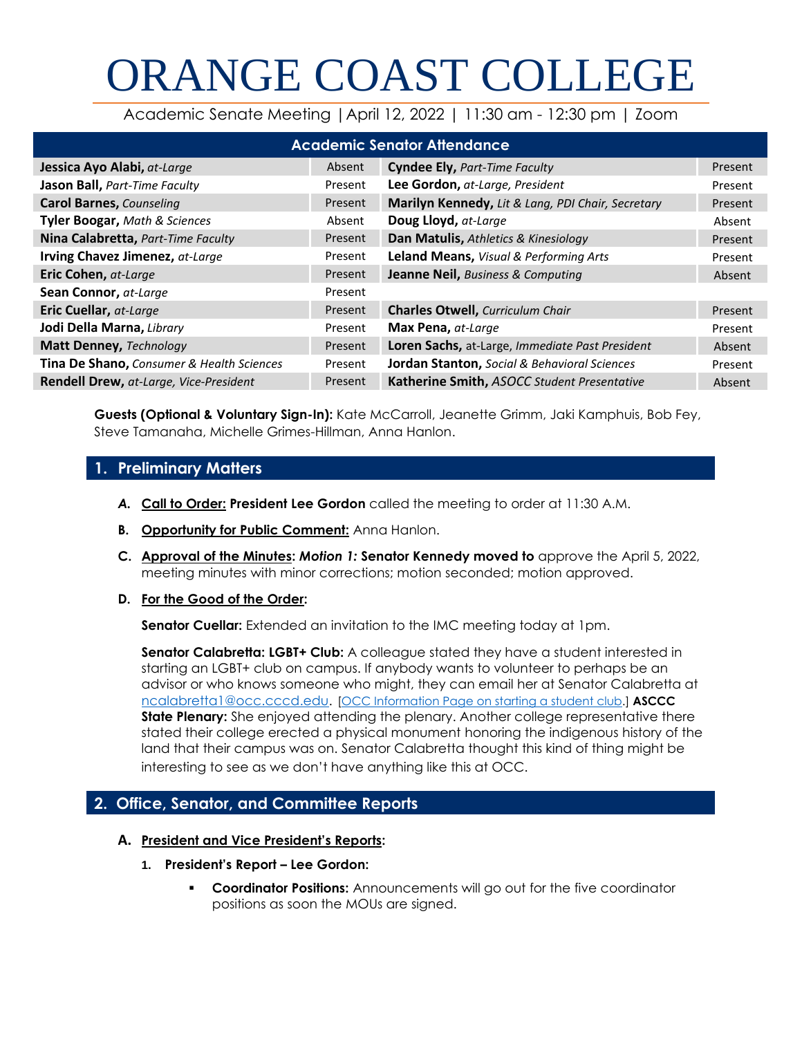# ORANGE COAST COLLEGE

Academic Senate Meeting | April 12, 2022 | 11:30 am - 12:30 pm | Zoom

| Academic Senator Attendance | | | |
|---|---|---|---|
| **Jessica Ayo Alabi,** *at-Large* | Absent | **Cyndee Ely,** *Part-Time Faculty* | Present |
| **Jason Ball,** *Part-Time Faculty* | Present | **Lee Gordon,** *at-Large, President* | Present |
| **Carol Barnes,** *Counseling* | Present | **Marilyn Kennedy,** *Lit & Lang, PDI Chair, Secretary* | Present |
| **Tyler Boogar,** *Math & Sciences* | Absent | **Doug Lloyd,** *at-Large* | Absent |
| **Nina Calabretta,** *Part-Time Faculty* | Present | **Dan Matulis,** *Athletics & Kinesiology* | Present |
| **Irving Chavez Jimenez,** *at-Large* | Present | **Leland Means,** *Visual & Performing Arts* | Present |
| **Eric Cohen,** *at-Large* | Present | **Jeanne Neil,** *Business & Computing* | Absent |
| **Sean Connor,** *at-Large* | Present | | |
| **Eric Cuellar,** *at-Large* | Present | **Charles Otwell,** *Curriculum Chair* | Present |
| **Jodi Della Marna,** *Library* | Present | **Max Pena,** *at-Large* | Present |
| **Matt Denney,** *Technology* | Present | **Loren Sachs,** at-Large, *Immediate Past President* | Absent |
| **Tina De Shano,** *Consumer & Health Sciences* | Present | **Jordan Stanton,** *Social & Behavioral Sciences* | Present |
| **Rendell Drew,** *at-Large, Vice-President* | Present | **Katherine Smith,** *ASOCC Student Presentative* | Absent |

**Guests (Optional & Voluntary Sign-In):** Kate McCarroll, Jeanette Grimm, Jaki Kamphuis, Bob Fey, Steve Tamanaha, Michelle Grimes-Hillman, Anna Hanlon.

## 1. Preliminary Matters

- **A. Call to Order: President Lee Gordon** called the meeting to order at 11:30 A.M.
- **B. Opportunity for Public Comment:** Anna Hanlon.
- **C. Approval of the Minutes:** ***Motion 1:*** **Senator Kennedy moved to** approve the April 5, 2022, meeting minutes with minor corrections; motion seconded; motion approved.
- **D. For the Good of the Order:**

  **Senator Cuellar:** Extended an invitation to the IMC meeting today at 1pm.

  **Senator Calabretta: LGBT+ Club:** A colleague stated they have a student interested in starting an LGBT+ club on campus. If anybody wants to volunteer to perhaps be an advisor or who knows someone who might, they can email her at Senator Calabretta at ncalabretta1@occ.cccd.edu. [OCC Information Page on starting a student club.] **ASCCC State Plenary:** She enjoyed attending the plenary. Another college representative there stated their college erected a physical monument honoring the indigenous history of the land that their campus was on. Senator Calabretta thought this kind of thing might be interesting to see as we don't have anything like this at OCC.

## 2. Office, Senator, and Committee Reports

### A. President and Vice President's Reports:

1. **President's Report – Lee Gordon:**
   - **Coordinator Positions:** Announcements will go out for the five coordinator positions as soon the MOUs are signed.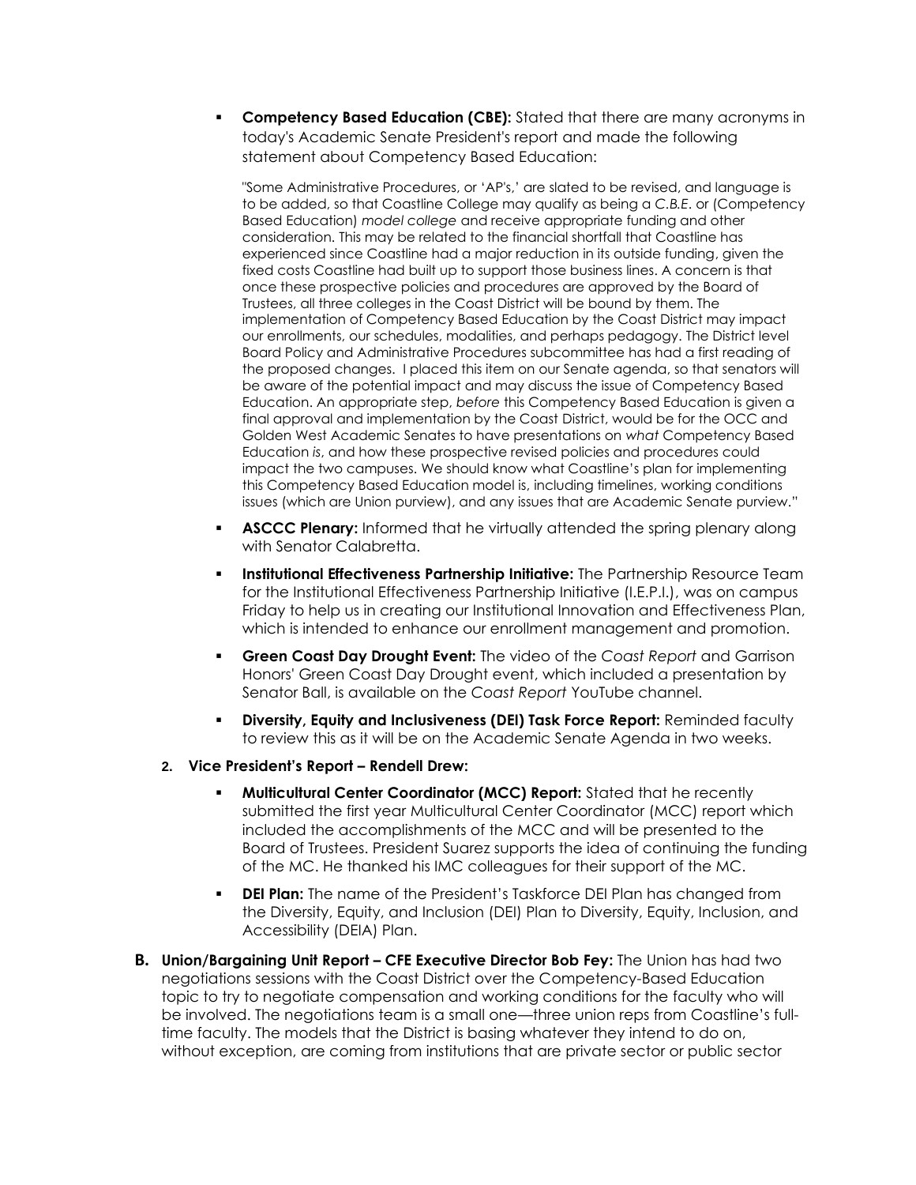- **Competency Based Education (CBE):** Stated that there are many acronyms in today's Academic Senate President's report and made the following statement about Competency Based Education:

  "Some Administrative Procedures, or 'AP's,' are slated to be revised, and language is to be added, so that Coastline College may qualify as being a *C.B.E.* or (Competency Based Education) *model college* and receive appropriate funding and other consideration. This may be related to the financial shortfall that Coastline has experienced since Coastline had a major reduction in its outside funding, given the fixed costs Coastline had built up to support those business lines. A concern is that once these prospective policies and procedures are approved by the Board of Trustees, all three colleges in the Coast District will be bound by them. The implementation of Competency Based Education by the Coast District may impact our enrollments, our schedules, modalities, and perhaps pedagogy. The District level Board Policy and Administrative Procedures subcommittee has had a first reading of the proposed changes. I placed this item on our Senate agenda, so that senators will be aware of the potential impact and may discuss the issue of Competency Based Education. An appropriate step, *before* this Competency Based Education is given a final approval and implementation by the Coast District, would be for the OCC and Golden West Academic Senates to have presentations on *what* Competency Based Education *is*, and how these prospective revised policies and procedures could impact the two campuses. We should know what Coastline's plan for implementing this Competency Based Education model is, including timelines, working conditions issues (which are Union purview), and any issues that are Academic Senate purview."

- **ASCCC Plenary:** Informed that he virtually attended the spring plenary along with Senator Calabretta.
- **Institutional Effectiveness Partnership Initiative:** The Partnership Resource Team for the Institutional Effectiveness Partnership Initiative (I.E.P.I.), was on campus Friday to help us in creating our Institutional Innovation and Effectiveness Plan, which is intended to enhance our enrollment management and promotion.
- **Green Coast Day Drought Event:** The video of the *Coast Report* and Garrison Honors' Green Coast Day Drought event, which included a presentation by Senator Ball, is available on the *Coast Report* YouTube channel.
- **Diversity, Equity and Inclusiveness (DEI) Task Force Report:** Reminded faculty to review this as it will be on the Academic Senate Agenda in two weeks.

2. **Vice President's Report – Rendell Drew:**
   - **Multicultural Center Coordinator (MCC) Report:** Stated that he recently submitted the first year Multicultural Center Coordinator (MCC) report which included the accomplishments of the MCC and will be presented to the Board of Trustees. President Suarez supports the idea of continuing the funding of the MC. He thanked his IMC colleagues for their support of the MC.
   - **DEI Plan:** The name of the President's Taskforce DEI Plan has changed from the Diversity, Equity, and Inclusion (DEI) Plan to Diversity, Equity, Inclusion, and Accessibility (DEIA) Plan.

**B. Union/Bargaining Unit Report – CFE Executive Director Bob Fey:** The Union has had two negotiations sessions with the Coast District over the Competency-Based Education topic to try to negotiate compensation and working conditions for the faculty who will be involved. The negotiations team is a small one—three union reps from Coastline's full-time faculty. The models that the District is basing whatever they intend to do on, without exception, are coming from institutions that are private sector or public sector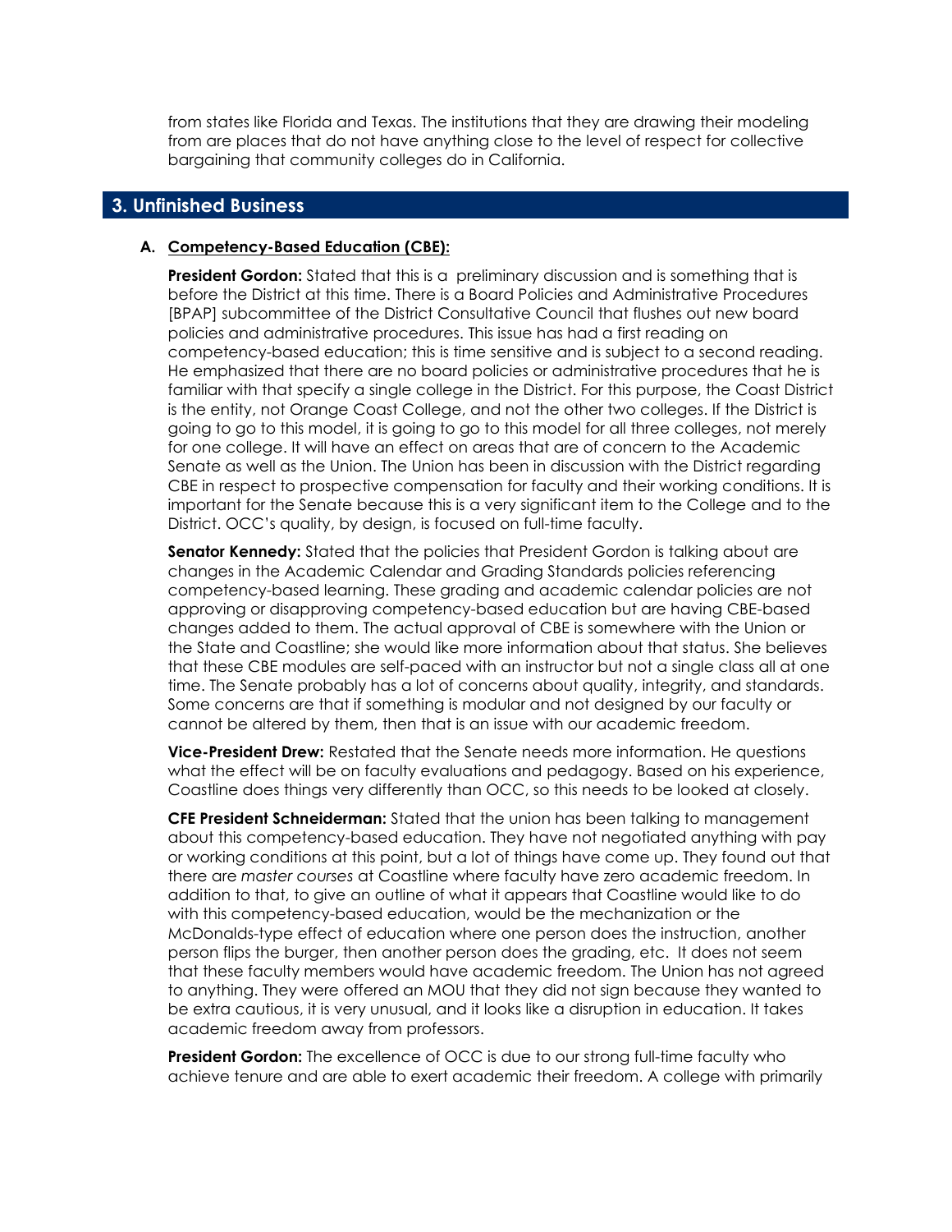from states like Florida and Texas. The institutions that they are drawing their modeling from are places that do not have anything close to the level of respect for collective bargaining that community colleges do in California.

## 3. Unfinished Business

### A. Competency-Based Education (CBE):

**President Gordon:** Stated that this is a preliminary discussion and is something that is before the District at this time. There is a Board Policies and Administrative Procedures [BPAP] subcommittee of the District Consultative Council that flushes out new board policies and administrative procedures. This issue has had a first reading on competency-based education; this is time sensitive and is subject to a second reading. He emphasized that there are no board policies or administrative procedures that he is familiar with that specify a single college in the District. For this purpose, the Coast District is the entity, not Orange Coast College, and not the other two colleges. If the District is going to go to this model, it is going to go to this model for all three colleges, not merely for one college. It will have an effect on areas that are of concern to the Academic Senate as well as the Union. The Union has been in discussion with the District regarding CBE in respect to prospective compensation for faculty and their working conditions. It is important for the Senate because this is a very significant item to the College and to the District. OCC's quality, by design, is focused on full-time faculty.

**Senator Kennedy:** Stated that the policies that President Gordon is talking about are changes in the Academic Calendar and Grading Standards policies referencing competency-based learning. These grading and academic calendar policies are not approving or disapproving competency-based education but are having CBE-based changes added to them. The actual approval of CBE is somewhere with the Union or the State and Coastline; she would like more information about that status. She believes that these CBE modules are self-paced with an instructor but not a single class all at one time. The Senate probably has a lot of concerns about quality, integrity, and standards. Some concerns are that if something is modular and not designed by our faculty or cannot be altered by them, then that is an issue with our academic freedom.

**Vice-President Drew:** Restated that the Senate needs more information. He questions what the effect will be on faculty evaluations and pedagogy. Based on his experience, Coastline does things very differently than OCC, so this needs to be looked at closely.

**CFE President Schneiderman:** Stated that the union has been talking to management about this competency-based education. They have not negotiated anything with pay or working conditions at this point, but a lot of things have come up. They found out that there are *master courses* at Coastline where faculty have zero academic freedom. In addition to that, to give an outline of what it appears that Coastline would like to do with this competency-based education, would be the mechanization or the McDonalds-type effect of education where one person does the instruction, another person flips the burger, then another person does the grading, etc. It does not seem that these faculty members would have academic freedom. The Union has not agreed to anything. They were offered an MOU that they did not sign because they wanted to be extra cautious, it is very unusual, and it looks like a disruption in education. It takes academic freedom away from professors.

**President Gordon:** The excellence of OCC is due to our strong full-time faculty who achieve tenure and are able to exert academic their freedom. A college with primarily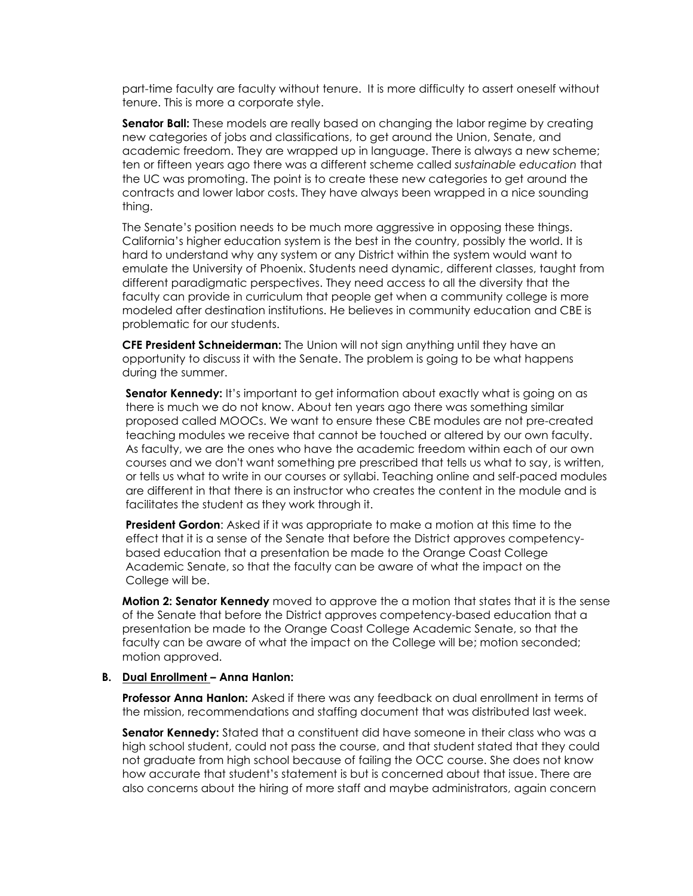part-time faculty are faculty without tenure. It is more difficulty to assert oneself without tenure. This is more a corporate style.

**Senator Ball:** These models are really based on changing the labor regime by creating new categories of jobs and classifications, to get around the Union, Senate, and academic freedom. They are wrapped up in language. There is always a new scheme; ten or fifteen years ago there was a different scheme called *sustainable education* that the UC was promoting. The point is to create these new categories to get around the contracts and lower labor costs. They have always been wrapped in a nice sounding thing.

The Senate's position needs to be much more aggressive in opposing these things. California's higher education system is the best in the country, possibly the world. It is hard to understand why any system or any District within the system would want to emulate the University of Phoenix. Students need dynamic, different classes, taught from different paradigmatic perspectives. They need access to all the diversity that the faculty can provide in curriculum that people get when a community college is more modeled after destination institutions. He believes in community education and CBE is problematic for our students.

**CFE President Schneiderman:** The Union will not sign anything until they have an opportunity to discuss it with the Senate. The problem is going to be what happens during the summer.

**Senator Kennedy:** It's important to get information about exactly what is going on as there is much we do not know. About ten years ago there was something similar proposed called MOOCs. We want to ensure these CBE modules are not pre-created teaching modules we receive that cannot be touched or altered by our own faculty. As faculty, we are the ones who have the academic freedom within each of our own courses and we don't want something pre prescribed that tells us what to say, is written, or tells us what to write in our courses or syllabi. Teaching online and self-paced modules are different in that there is an instructor who creates the content in the module and is facilitates the student as they work through it.

**President Gordon**: Asked if it was appropriate to make a motion at this time to the effect that it is a sense of the Senate that before the District approves competency-based education that a presentation be made to the Orange Coast College Academic Senate, so that the faculty can be aware of what the impact on the College will be.

**Motion 2: Senator Kennedy** moved to approve the a motion that states that it is the sense of the Senate that before the District approves competency-based education that a presentation be made to the Orange Coast College Academic Senate, so that the faculty can be aware of what the impact on the College will be; motion seconded; motion approved.

**B. Dual Enrollment – Anna Hanlon:**

**Professor Anna Hanlon:** Asked if there was any feedback on dual enrollment in terms of the mission, recommendations and staffing document that was distributed last week.

**Senator Kennedy:** Stated that a constituent did have someone in their class who was a high school student, could not pass the course, and that student stated that they could not graduate from high school because of failing the OCC course. She does not know how accurate that student's statement is but is concerned about that issue. There are also concerns about the hiring of more staff and maybe administrators, again concern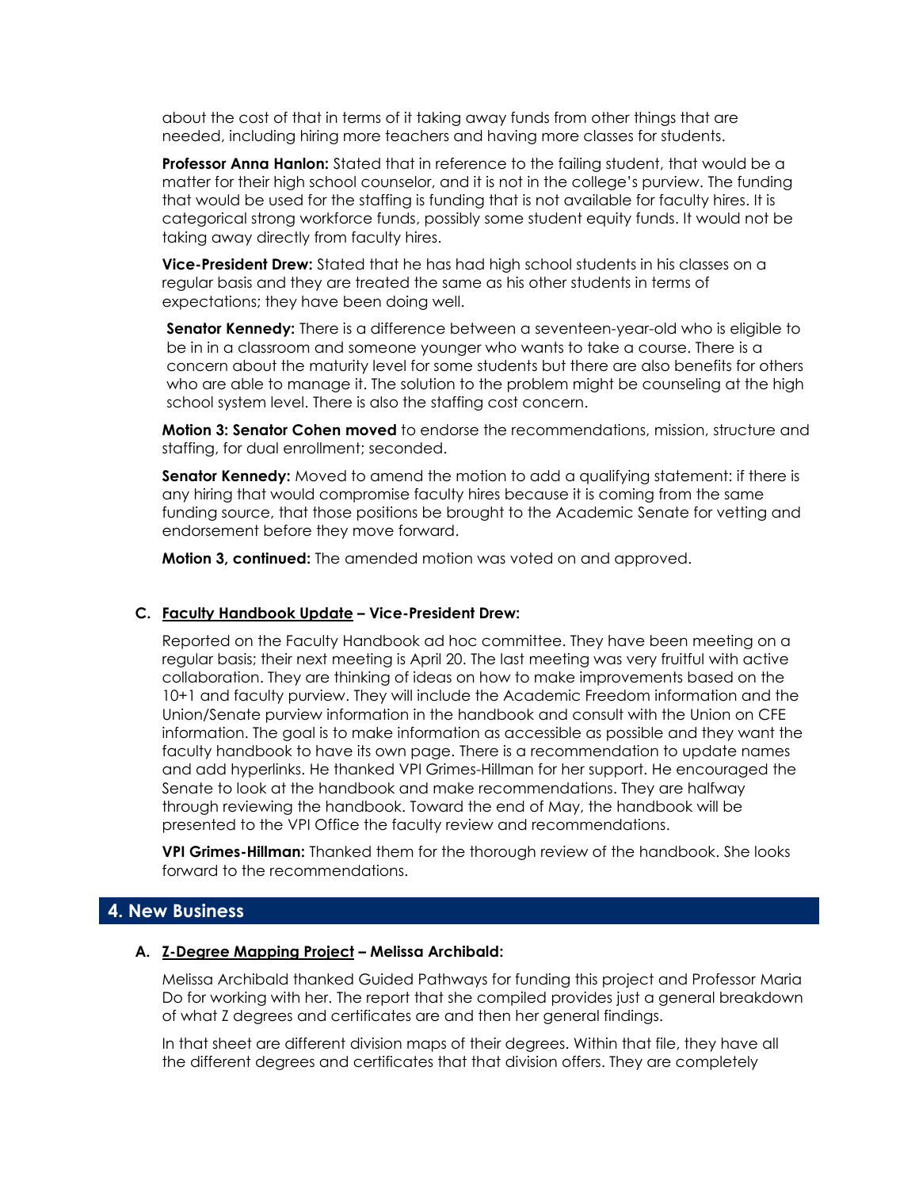about the cost of that in terms of it taking away funds from other things that are needed, including hiring more teachers and having more classes for students.

**Professor Anna Hanlon:** Stated that in reference to the failing student, that would be a matter for their high school counselor, and it is not in the college's purview. The funding that would be used for the staffing is funding that is not available for faculty hires. It is categorical strong workforce funds, possibly some student equity funds. It would not be taking away directly from faculty hires.

**Vice-President Drew:** Stated that he has had high school students in his classes on a regular basis and they are treated the same as his other students in terms of expectations; they have been doing well.

**Senator Kennedy:** There is a difference between a seventeen-year-old who is eligible to be in in a classroom and someone younger who wants to take a course. There is a concern about the maturity level for some students but there are also benefits for others who are able to manage it. The solution to the problem might be counseling at the high school system level. There is also the staffing cost concern.

**Motion 3: Senator Cohen moved** to endorse the recommendations, mission, structure and staffing, for dual enrollment; seconded.

**Senator Kennedy:** Moved to amend the motion to add a qualifying statement: if there is any hiring that would compromise faculty hires because it is coming from the same funding source, that those positions be brought to the Academic Senate for vetting and endorsement before they move forward.

**Motion 3, continued:** The amended motion was voted on and approved.

### C. Faculty Handbook Update – Vice-President Drew:

Reported on the Faculty Handbook ad hoc committee. They have been meeting on a regular basis; their next meeting is April 20. The last meeting was very fruitful with active collaboration. They are thinking of ideas on how to make improvements based on the 10+1 and faculty purview. They will include the Academic Freedom information and the Union/Senate purview information in the handbook and consult with the Union on CFE information. The goal is to make information as accessible as possible and they want the faculty handbook to have its own page. There is a recommendation to update names and add hyperlinks. He thanked VPI Grimes-Hillman for her support. He encouraged the Senate to look at the handbook and make recommendations. They are halfway through reviewing the handbook. Toward the end of May, the handbook will be presented to the VPI Office the faculty review and recommendations.

**VPI Grimes-Hillman:** Thanked them for the thorough review of the handbook. She looks forward to the recommendations.

## 4. New Business

### A. Z-Degree Mapping Project – Melissa Archibald:

Melissa Archibald thanked Guided Pathways for funding this project and Professor Maria Do for working with her. The report that she compiled provides just a general breakdown of what Z degrees and certificates are and then her general findings.

In that sheet are different division maps of their degrees. Within that file, they have all the different degrees and certificates that that division offers. They are completely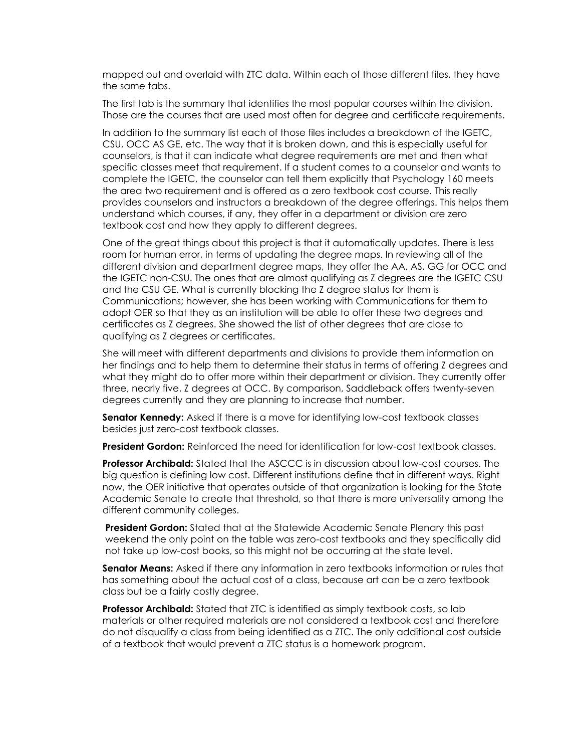mapped out and overlaid with ZTC data. Within each of those different files, they have the same tabs.

The first tab is the summary that identifies the most popular courses within the division. Those are the courses that are used most often for degree and certificate requirements.

In addition to the summary list each of those files includes a breakdown of the IGETC, CSU, OCC AS GE, etc. The way that it is broken down, and this is especially useful for counselors, is that it can indicate what degree requirements are met and then what specific classes meet that requirement. If a student comes to a counselor and wants to complete the IGETC, the counselor can tell them explicitly that Psychology 160 meets the area two requirement and is offered as a zero textbook cost course. This really provides counselors and instructors a breakdown of the degree offerings. This helps them understand which courses, if any, they offer in a department or division are zero textbook cost and how they apply to different degrees.

One of the great things about this project is that it automatically updates. There is less room for human error, in terms of updating the degree maps. In reviewing all of the different division and department degree maps, they offer the AA, AS, GG for OCC and the IGETC non-CSU. The ones that are almost qualifying as Z degrees are the IGETC CSU and the CSU GE. What is currently blocking the Z degree status for them is Communications; however, she has been working with Communications for them to adopt OER so that they as an institution will be able to offer these two degrees and certificates as Z degrees. She showed the list of other degrees that are close to qualifying as Z degrees or certificates.

She will meet with different departments and divisions to provide them information on her findings and to help them to determine their status in terms of offering Z degrees and what they might do to offer more within their department or division. They currently offer three, nearly five, Z degrees at OCC. By comparison, Saddleback offers twenty-seven degrees currently and they are planning to increase that number.

**Senator Kennedy:** Asked if there is a move for identifying low-cost textbook classes besides just zero-cost textbook classes.

**President Gordon:** Reinforced the need for identification for low-cost textbook classes.

**Professor Archibald:** Stated that the ASCCC is in discussion about low-cost courses. The big question is defining low cost. Different institutions define that in different ways. Right now, the OER initiative that operates outside of that organization is looking for the State Academic Senate to create that threshold, so that there is more universality among the different community colleges.

**President Gordon:** Stated that at the Statewide Academic Senate Plenary this past weekend the only point on the table was zero-cost textbooks and they specifically did not take up low-cost books, so this might not be occurring at the state level.

**Senator Means:** Asked if there any information in zero textbooks information or rules that has something about the actual cost of a class, because art can be a zero textbook class but be a fairly costly degree.

**Professor Archibald:** Stated that ZTC is identified as simply textbook costs, so lab materials or other required materials are not considered a textbook cost and therefore do not disqualify a class from being identified as a ZTC. The only additional cost outside of a textbook that would prevent a ZTC status is a homework program.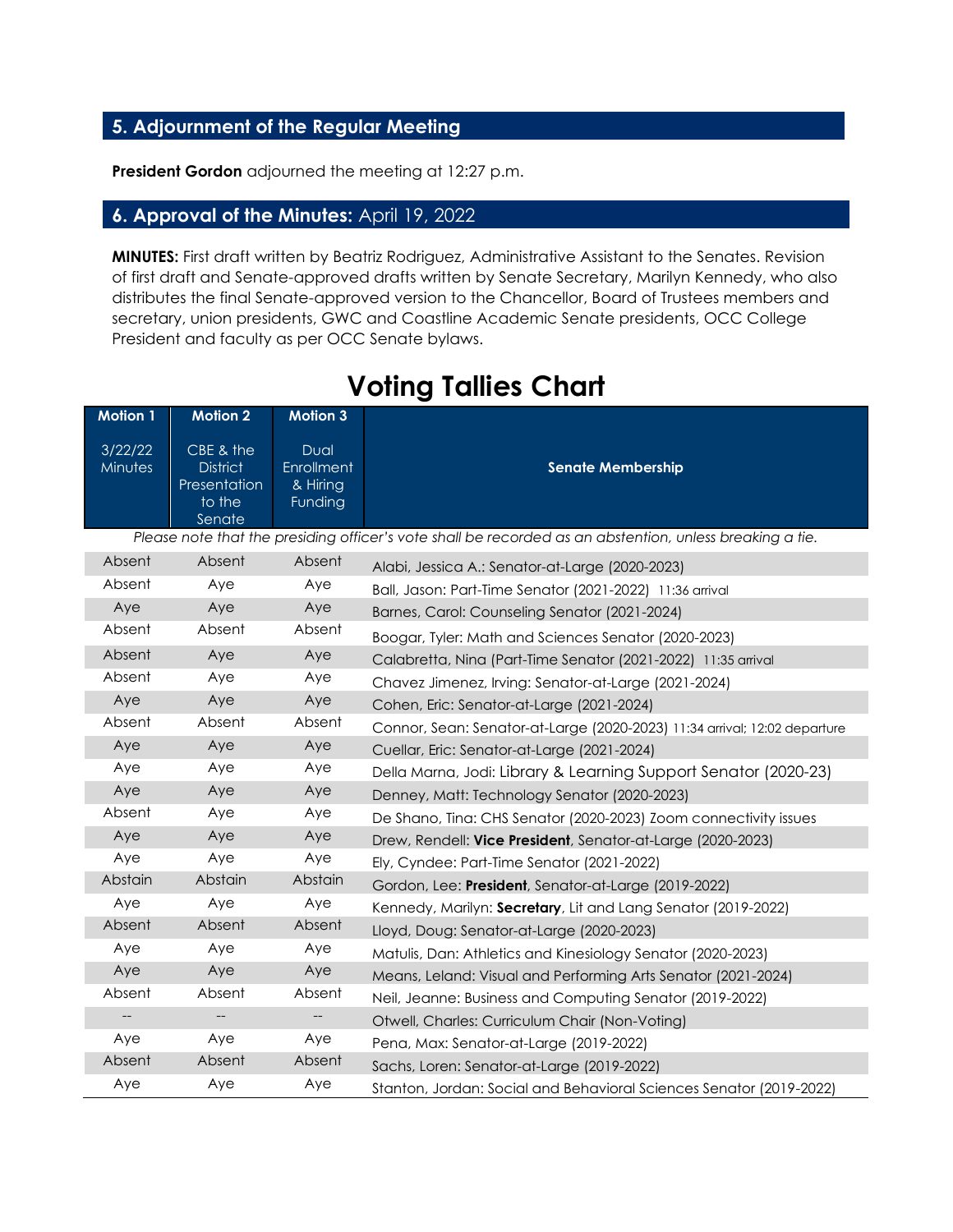## 5. Adjournment of the Regular Meeting

**President Gordon** adjourned the meeting at 12:27 p.m.

## 6. Approval of the Minutes: April 19, 2022

**MINUTES:** First draft written by Beatriz Rodriguez, Administrative Assistant to the Senates. Revision of first draft and Senate-approved drafts written by Senate Secretary, Marilyn Kennedy, who also distributes the final Senate-approved version to the Chancellor, Board of Trustees members and secretary, union presidents, GWC and Coastline Academic Senate presidents, OCC College President and faculty as per OCC Senate bylaws.

# Voting Tallies Chart

| **Motion 1**<br>3/22/22 Minutes | **Motion 2**<br>CBE & the District Presentation to the Senate | **Motion 3**<br>Dual Enrollment & Hiring Funding | **Senate Membership** |
|---|---|---|---|
| *Please note that the presiding officer's vote shall be recorded as an abstention, unless breaking a tie.* | | | |
| Absent | Absent | Absent | Alabi, Jessica A.: Senator-at-Large (2020-2023) |
| Absent | Aye | Aye | Ball, Jason: Part-Time Senator (2021-2022) 11:36 arrival |
| Aye | Aye | Aye | Barnes, Carol: Counseling Senator (2021-2024) |
| Absent | Absent | Absent | Boogar, Tyler: Math and Sciences Senator (2020-2023) |
| Absent | Aye | Aye | Calabretta, Nina (Part-Time Senator (2021-2022) 11:35 arrival |
| Absent | Aye | Aye | Chavez Jimenez, Irving: Senator-at-Large (2021-2024) |
| Aye | Aye | Aye | Cohen, Eric: Senator-at-Large (2021-2024) |
| Absent | Absent | Absent | Connor, Sean: Senator-at-Large (2020-2023) 11:34 arrival; 12:02 departure |
| Aye | Aye | Aye | Cuellar, Eric: Senator-at-Large (2021-2024) |
| Aye | Aye | Aye | Della Marna, Jodi: Library & Learning Support Senator (2020-23) |
| Aye | Aye | Aye | Denney, Matt: Technology Senator (2020-2023) |
| Absent | Aye | Aye | De Shano, Tina: CHS Senator (2020-2023) Zoom connectivity issues |
| Aye | Aye | Aye | Drew, Rendell: **Vice President**, Senator-at-Large (2020-2023) |
| Aye | Aye | Aye | Ely, Cyndee: Part-Time Senator (2021-2022) |
| Abstain | Abstain | Abstain | Gordon, Lee: **President**, Senator-at-Large (2019-2022) |
| Aye | Aye | Aye | Kennedy, Marilyn: **Secretary**, Lit and Lang Senator (2019-2022) |
| Absent | Absent | Absent | Lloyd, Doug: Senator-at-Large (2020-2023) |
| Aye | Aye | Aye | Matulis, Dan: Athletics and Kinesiology Senator (2020-2023) |
| Aye | Aye | Aye | Means, Leland: Visual and Performing Arts Senator (2021-2024) |
| Absent | Absent | Absent | Neil, Jeanne: Business and Computing Senator (2019-2022) |
| -- | -- | -- | Otwell, Charles: Curriculum Chair (Non-Voting) |
| Aye | Aye | Aye | Pena, Max: Senator-at-Large (2019-2022) |
| Absent | Absent | Absent | Sachs, Loren: Senator-at-Large (2019-2022) |
| Aye | Aye | Aye | Stanton, Jordan: Social and Behavioral Sciences Senator (2019-2022) |